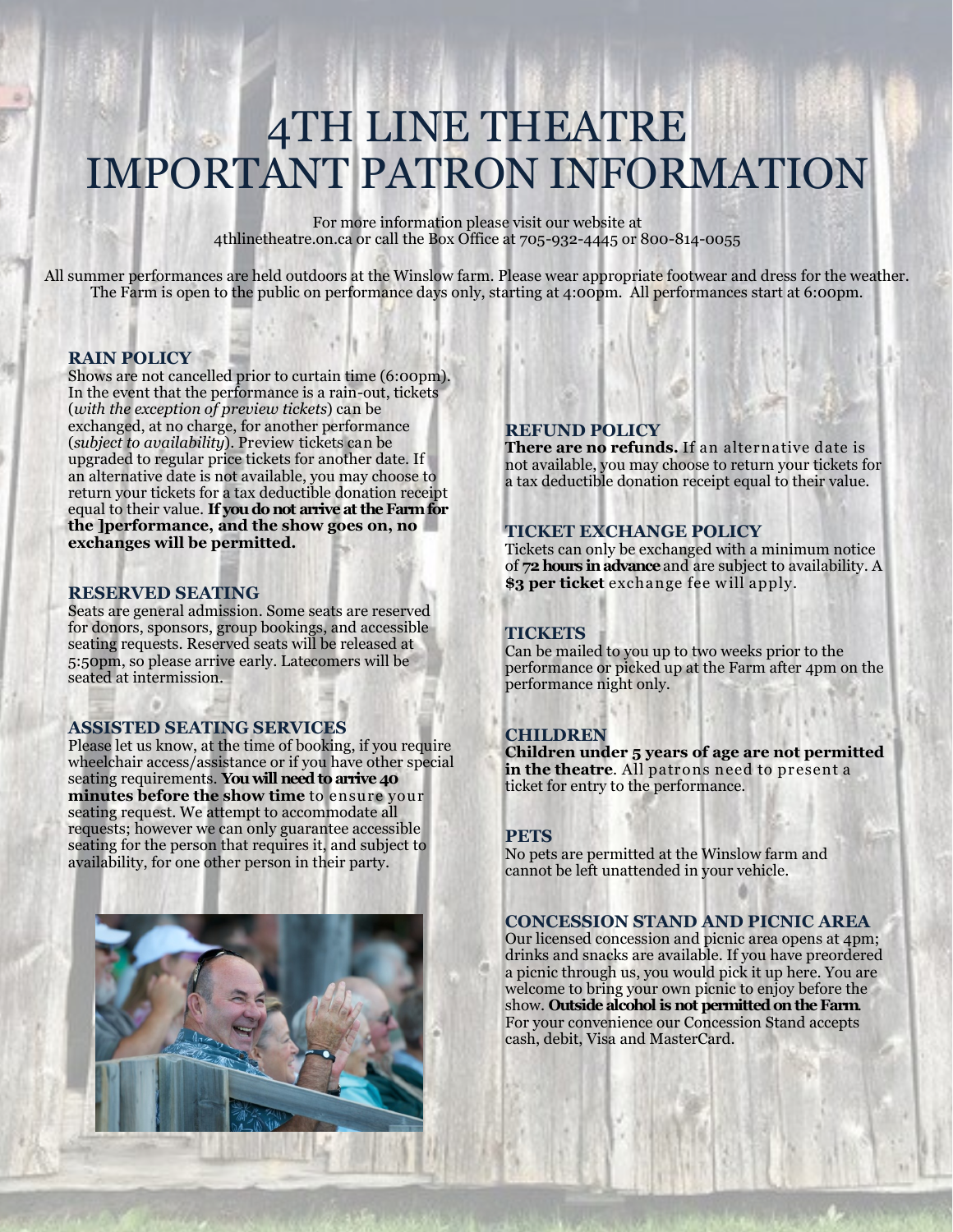# 4TH LINE THEATRE
# IMPORTANT PATRON INFORMATION

For more information please visit our website at 4thlinetheatre.on.ca or call the Box Office at 705-932-4445 or 800-814-0055

All summer performances are held outdoors at the Winslow farm. Please wear appropriate footwear and dress for the weather. The Farm is open to the public on performance days only, starting at 4:00pm. All performances start at 6:00pm.

### RAIN POLICY

Shows are not cancelled prior to curtain time (6:00pm). In the event that the performance is a rain-out, tickets (*with the exception of preview tickets*) can be exchanged, at no charge, for another performance (*subject to availability*). Preview tickets can be upgraded to regular price tickets for another date. If an alternative date is not available, you may choose to return your tickets for a tax deductible donation receipt equal to their value. **If you do not arrive at the Farm for the ]performance, and the show goes on, no exchanges will be permitted.**

### RESERVED SEATING

Seats are general admission. Some seats are reserved for donors, sponsors, group bookings, and accessible seating requests. Reserved seats will be released at 5:50pm, so please arrive early. Latecomers will be seated at intermission.

### ASSISTED SEATING SERVICES

Please let us know, at the time of booking, if you require wheelchair access/assistance or if you have other special seating requirements. **You will need to arrive 40 minutes before the show time** to ensure your seating request. We attempt to accommodate all requests; however we can only guarantee accessible seating for the person that requires it, and subject to availability, for one other person in their party.

### REFUND POLICY

**There are no refunds.** If an alternative date is not available, you may choose to return your tickets for a tax deductible donation receipt equal to their value.

### TICKET EXCHANGE POLICY

Tickets can only be exchanged with a minimum notice of **72 hours in advance** and are subject to availability. A **$3 per ticket** exchange fee will apply.

### TICKETS

Can be mailed to you up to two weeks prior to the performance or picked up at the Farm after 4pm on the performance night only.

### CHILDREN

**Children under 5 years of age are not permitted in the theatre**. All patrons need to present a ticket for entry to the performance.

### PETS

No pets are permitted at the Winslow farm and cannot be left unattended in your vehicle.

### CONCESSION STAND AND PICNIC AREA

Our licensed concession and picnic area opens at 4pm; drinks and snacks are available. If you have preordered a picnic through us, you would pick it up here. You are welcome to bring your own picnic to enjoy before the show. **Outside alcohol is not permitted on the Farm.** For your convenience our Concession Stand accepts cash, debit, Visa and MasterCard.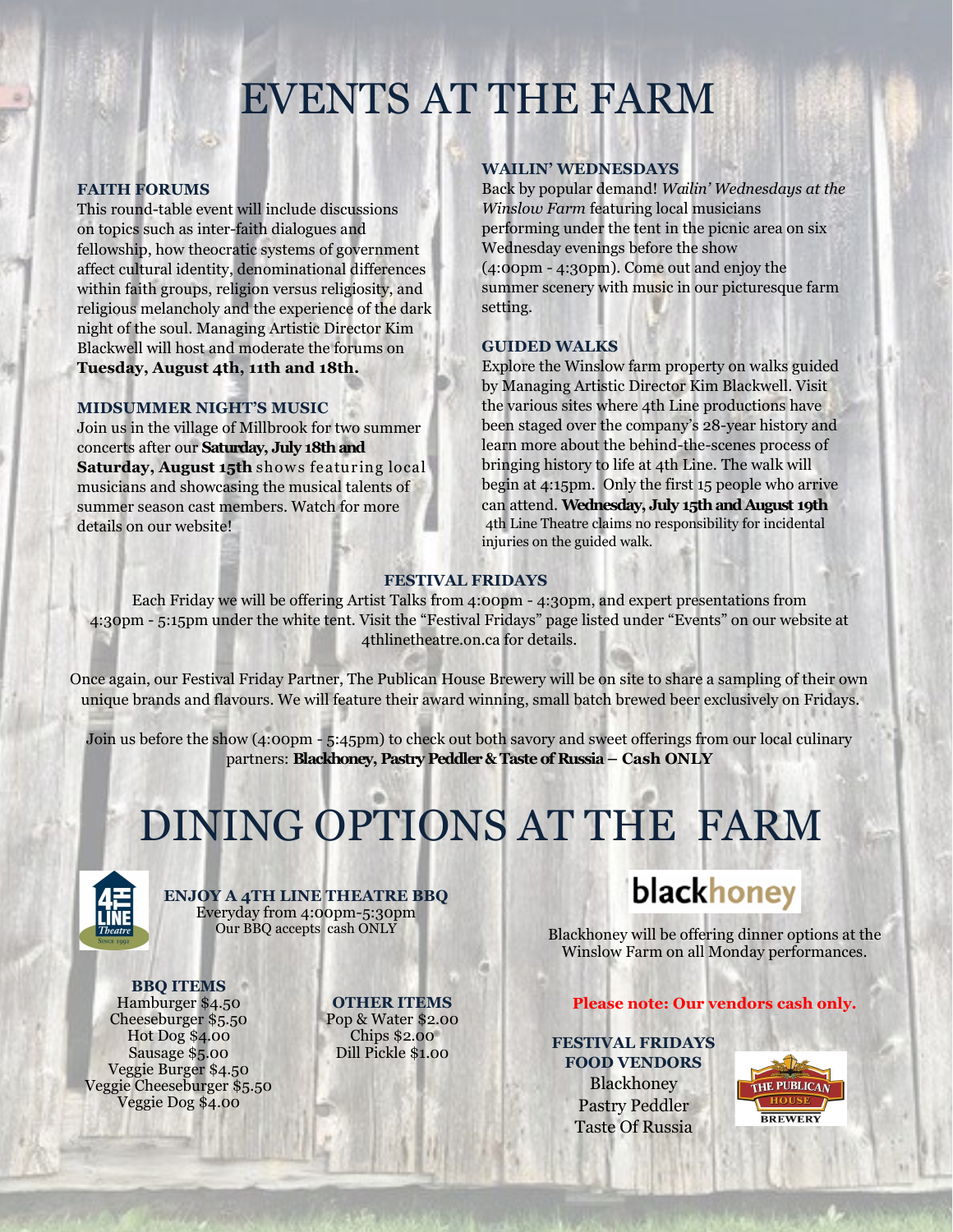# EVENTS AT THE FARM

### FAITH FORUMS

This round-table event will include discussions on topics such as inter-faith dialogues and fellowship, how theocratic systems of government affect cultural identity, denominational differences within faith groups, religion versus religiosity, and religious melancholy and the experience of the dark night of the soul. Managing Artistic Director Kim Blackwell will host and moderate the forums on **Tuesday, August 4th, 11th and 18th.**

### MIDSUMMER NIGHT'S MUSIC

Join us in the village of Millbrook for two summer concerts after our **Saturday, July 18th and Saturday, August 15th** shows featuring local musicians and showcasing the musical talents of summer season cast members. Watch for more details on our website!

### WAILIN' WEDNESDAYS

Back by popular demand! *Wailin' Wednesdays at the Winslow Farm* featuring local musicians performing under the tent in the picnic area on six Wednesday evenings before the show (4:00pm - 4:30pm). Come out and enjoy the summer scenery with music in our picturesque farm setting.

### GUIDED WALKS

Explore the Winslow farm property on walks guided by Managing Artistic Director Kim Blackwell. Visit the various sites where 4th Line productions have been staged over the company's 28-year history and learn more about the behind-the-scenes process of bringing history to life at 4th Line. The walk will begin at 4:15pm. Only the first 15 people who arrive can attend. **Wednesday, July 15th and August 19th**
4th Line Theatre claims no responsibility for incidental injuries on the guided walk.

### FESTIVAL FRIDAYS

Each Friday we will be offering Artist Talks from 4:00pm - 4:30pm, and expert presentations from 4:30pm - 5:15pm under the white tent. Visit the "Festival Fridays" page listed under "Events" on our website at 4thlinetheatre.on.ca for details.

Once again, our Festival Friday Partner, The Publican House Brewery will be on site to share a sampling of their own unique brands and flavours. We will feature their award winning, small batch brewed beer exclusively on Fridays.

Join us before the show (4:00pm - 5:45pm) to check out both savory and sweet offerings from our local culinary partners: **Blackhoney, Pastry Peddler & Taste of Russia – Cash ONLY**

# DINING OPTIONS AT THE FARM

### ENJOY A 4TH LINE THEATRE BBQ

Everyday from 4:00pm-5:30pm
Our BBQ accepts cash ONLY

### BBQ ITEMS

Hamburger $4.50
Cheeseburger $5.50
Hot Dog $4.00
Sausage $5.00
Veggie Burger $4.50
Veggie Cheeseburger $5.50
Veggie Dog $4.00

### OTHER ITEMS

Pop & Water $2.00
Chips $2.00
Dill Pickle $1.00

**blackhoney**

Blackhoney will be offering dinner options at the Winslow Farm on all Monday performances.

**Please note: Our vendors cash only.**

### FESTIVAL FRIDAYS FOOD VENDORS

Blackhoney
Pastry Peddler
Taste Of Russia

THE PUBLICAN HOUSE BREWERY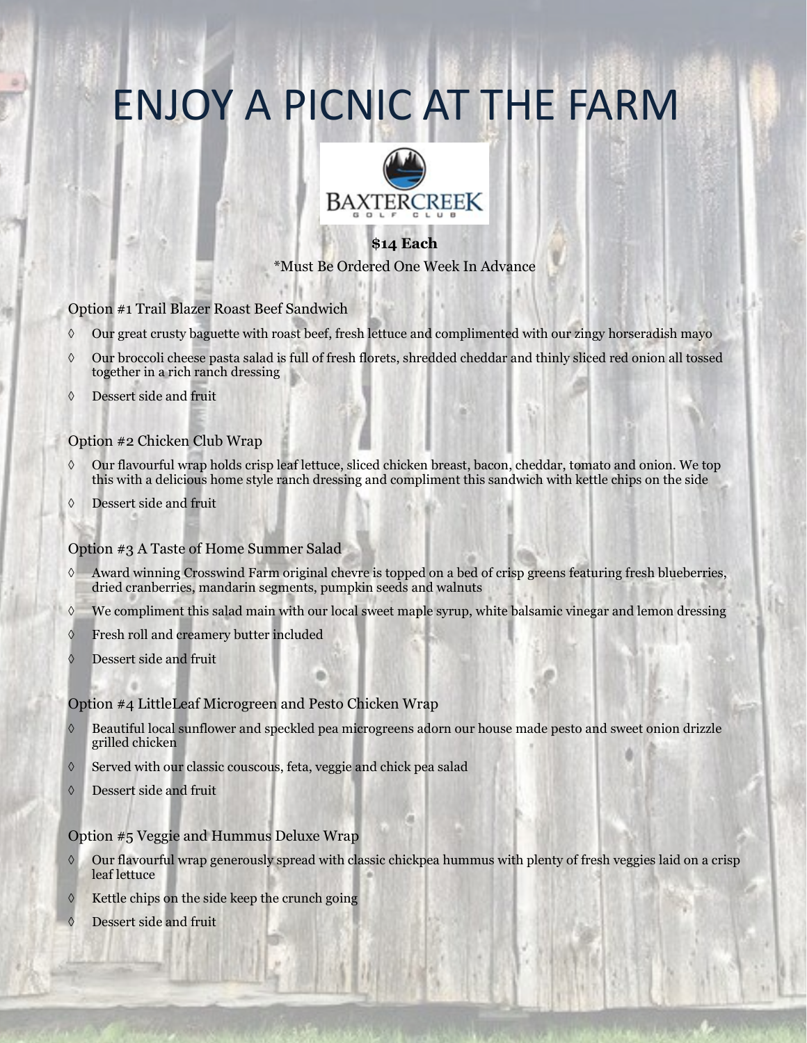# ENJOY A PICNIC AT THE FARM

BAXTERCREEK
GOLF CLUB

**$14 Each**

*Must Be Ordered One Week In Advance

### Option #1 Trail Blazer Roast Beef Sandwich

- Our great crusty baguette with roast beef, fresh lettuce and complimented with our zingy horseradish mayo
- Our broccoli cheese pasta salad is full of fresh florets, shredded cheddar and thinly sliced red onion all tossed together in a rich ranch dressing
- Dessert side and fruit

### Option #2 Chicken Club Wrap

- Our flavourful wrap holds crisp leaf lettuce, sliced chicken breast, bacon, cheddar, tomato and onion. We top this with a delicious home style ranch dressing and compliment this sandwich with kettle chips on the side
- Dessert side and fruit

### Option #3 A Taste of Home Summer Salad

- Award winning Crosswind Farm original chevre is topped on a bed of crisp greens featuring fresh blueberries, dried cranberries, mandarin segments, pumpkin seeds and walnuts
- We compliment this salad main with our local sweet maple syrup, white balsamic vinegar and lemon dressing
- Fresh roll and creamery butter included
- Dessert side and fruit

### Option #4 LittleLeaf Microgreen and Pesto Chicken Wrap

- Beautiful local sunflower and speckled pea microgreens adorn our house made pesto and sweet onion drizzle grilled chicken
- Served with our classic couscous, feta, veggie and chick pea salad
- Dessert side and fruit

### Option #5 Veggie and Hummus Deluxe Wrap

- Our flavourful wrap generously spread with classic chickpea hummus with plenty of fresh veggies laid on a crisp leaf lettuce
- Kettle chips on the side keep the crunch going
- Dessert side and fruit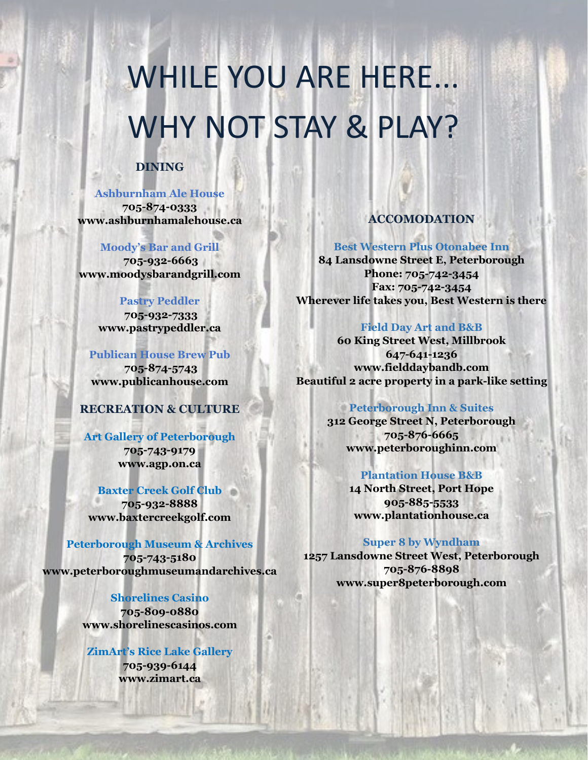# WHILE YOU ARE HERE... WHY NOT STAY & PLAY?

## DINING

**Ashburnham Ale House**
**705-874-0333**
**www.ashburnhamalehouse.ca**

**Moody's Bar and Grill**
**705-932-6663**
**www.moodysbarandgrill.com**

**Pastry Peddler**
**705-932-7333**
**www.pastrypeddler.ca**

**Publican House Brew Pub**
**705-874-5743**
**www.publicanhouse.com**

## RECREATION & CULTURE

**Art Gallery of Peterborough**
**705-743-9179**
**www.agp.on.ca**

**Baxter Creek Golf Club**
**705-932-8888**
**www.baxtercreekgolf.com**

**Peterborough Museum & Archives**
**705-743-5180**
**www.peterboroughmuseumandarchives.ca**

**Shorelines Casino**
**705-809-0880**
**www.shorelinescasinos.com**

**ZimArt's Rice Lake Gallery**
**705-939-6144**
**www.zimart.ca**

## ACCOMODATION

**Best Western Plus Otonabee Inn**
**84 Lansdowne Street E, Peterborough**
**Phone: 705-742-3454**
**Fax: 705-742-3454**
**Wherever life takes you, Best Western is there**

**Field Day Art and B&B**
**60 King Street West, Millbrook**
**647-641-1236**
**www.fielddaybandb.com**
**Beautiful 2 acre property in a park-like setting**

**Peterborough Inn & Suites**
**312 George Street N, Peterborough**
**705-876-6665**
**www.peterboroughinn.com**

**Plantation House B&B**
**14 North Street, Port Hope**
**905-885-5533**
**www.plantationhouse.ca**

**Super 8 by Wyndham**
**1257 Lansdowne Street West, Peterborough**
**705-876-8898**
**www.super8peterborough.com**